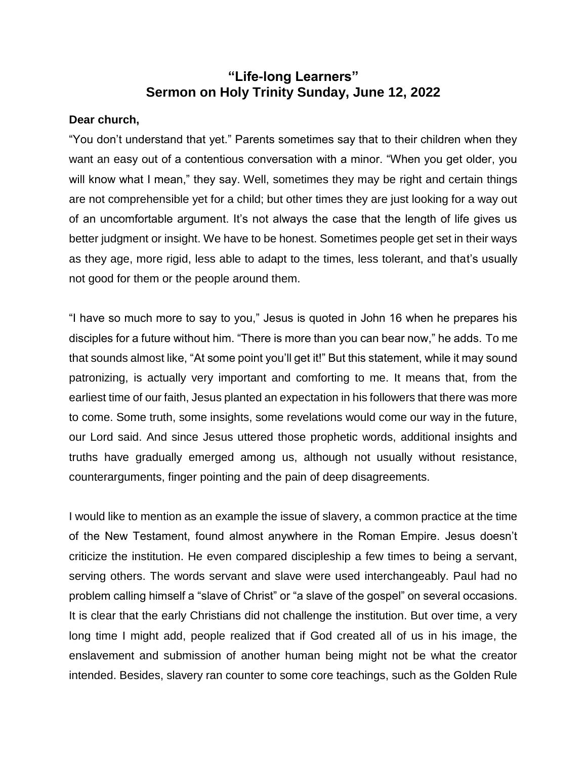# "Life-long Learners"
# Sermon on Holy Trinity Sunday, June 12, 2022

**Dear church,**

"You don't understand that yet." Parents sometimes say that to their children when they want an easy out of a contentious conversation with a minor. "When you get older, you will know what I mean," they say. Well, sometimes they may be right and certain things are not comprehensible yet for a child; but other times they are just looking for a way out of an uncomfortable argument. It's not always the case that the length of life gives us better judgment or insight. We have to be honest. Sometimes people get set in their ways as they age, more rigid, less able to adapt to the times, less tolerant, and that's usually not good for them or the people around them.

"I have so much more to say to you," Jesus is quoted in John 16 when he prepares his disciples for a future without him. "There is more than you can bear now," he adds. To me that sounds almost like, "At some point you'll get it!" But this statement, while it may sound patronizing, is actually very important and comforting to me. It means that, from the earliest time of our faith, Jesus planted an expectation in his followers that there was more to come. Some truth, some insights, some revelations would come our way in the future, our Lord said. And since Jesus uttered those prophetic words, additional insights and truths have gradually emerged among us, although not usually without resistance, counterarguments, finger pointing and the pain of deep disagreements.

I would like to mention as an example the issue of slavery, a common practice at the time of the New Testament, found almost anywhere in the Roman Empire. Jesus doesn't criticize the institution. He even compared discipleship a few times to being a servant, serving others. The words servant and slave were used interchangeably. Paul had no problem calling himself a "slave of Christ" or "a slave of the gospel" on several occasions. It is clear that the early Christians did not challenge the institution. But over time, a very long time I might add, people realized that if God created all of us in his image, the enslavement and submission of another human being might not be what the creator intended. Besides, slavery ran counter to some core teachings, such as the Golden Rule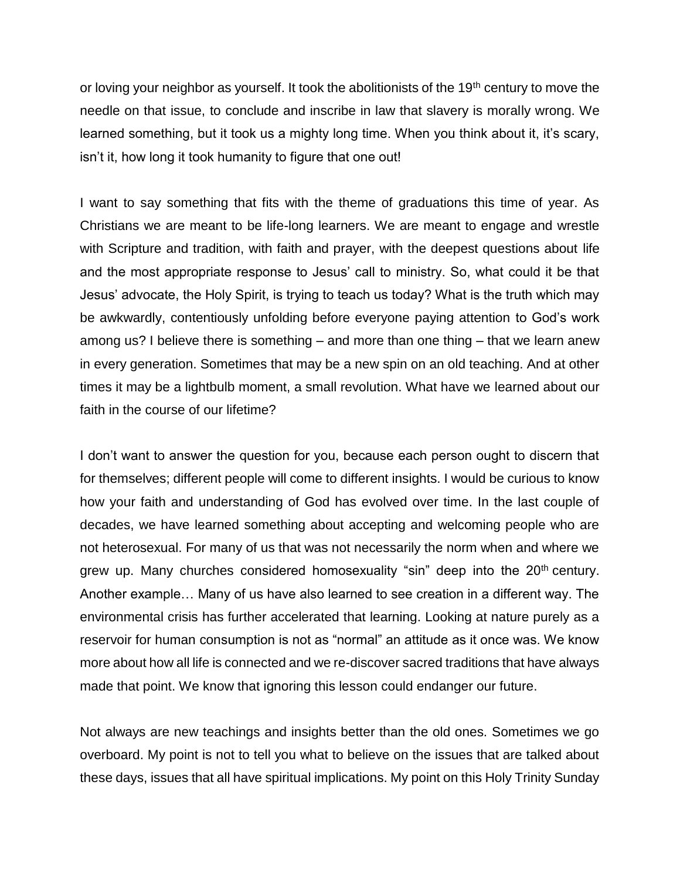or loving your neighbor as yourself. It took the abolitionists of the 19th century to move the needle on that issue, to conclude and inscribe in law that slavery is morally wrong. We learned something, but it took us a mighty long time. When you think about it, it's scary, isn't it, how long it took humanity to figure that one out!

I want to say something that fits with the theme of graduations this time of year. As Christians we are meant to be life-long learners. We are meant to engage and wrestle with Scripture and tradition, with faith and prayer, with the deepest questions about life and the most appropriate response to Jesus' call to ministry. So, what could it be that Jesus' advocate, the Holy Spirit, is trying to teach us today? What is the truth which may be awkwardly, contentiously unfolding before everyone paying attention to God's work among us? I believe there is something – and more than one thing – that we learn anew in every generation. Sometimes that may be a new spin on an old teaching. And at other times it may be a lightbulb moment, a small revolution. What have we learned about our faith in the course of our lifetime?

I don't want to answer the question for you, because each person ought to discern that for themselves; different people will come to different insights. I would be curious to know how your faith and understanding of God has evolved over time. In the last couple of decades, we have learned something about accepting and welcoming people who are not heterosexual. For many of us that was not necessarily the norm when and where we grew up. Many churches considered homosexuality "sin" deep into the 20th century. Another example… Many of us have also learned to see creation in a different way. The environmental crisis has further accelerated that learning. Looking at nature purely as a reservoir for human consumption is not as "normal" an attitude as it once was. We know more about how all life is connected and we re-discover sacred traditions that have always made that point. We know that ignoring this lesson could endanger our future.

Not always are new teachings and insights better than the old ones. Sometimes we go overboard. My point is not to tell you what to believe on the issues that are talked about these days, issues that all have spiritual implications. My point on this Holy Trinity Sunday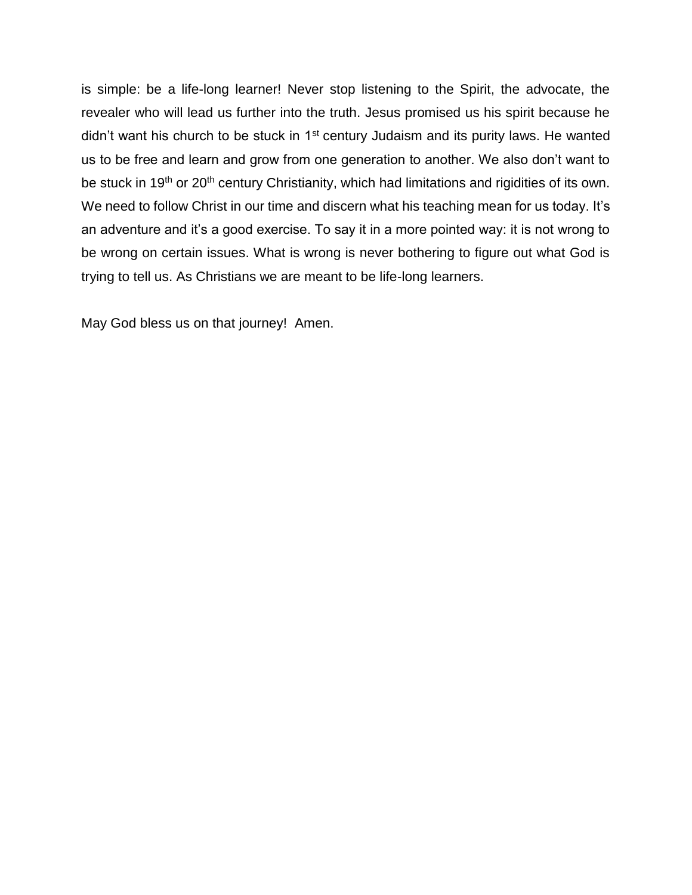is simple: be a life-long learner! Never stop listening to the Spirit, the advocate, the revealer who will lead us further into the truth. Jesus promised us his spirit because he didn't want his church to be stuck in 1st century Judaism and its purity laws. He wanted us to be free and learn and grow from one generation to another. We also don't want to be stuck in 19th or 20th century Christianity, which had limitations and rigidities of its own. We need to follow Christ in our time and discern what his teaching mean for us today. It's an adventure and it's a good exercise. To say it in a more pointed way: it is not wrong to be wrong on certain issues. What is wrong is never bothering to figure out what God is trying to tell us. As Christians we are meant to be life-long learners.

May God bless us on that journey! Amen.